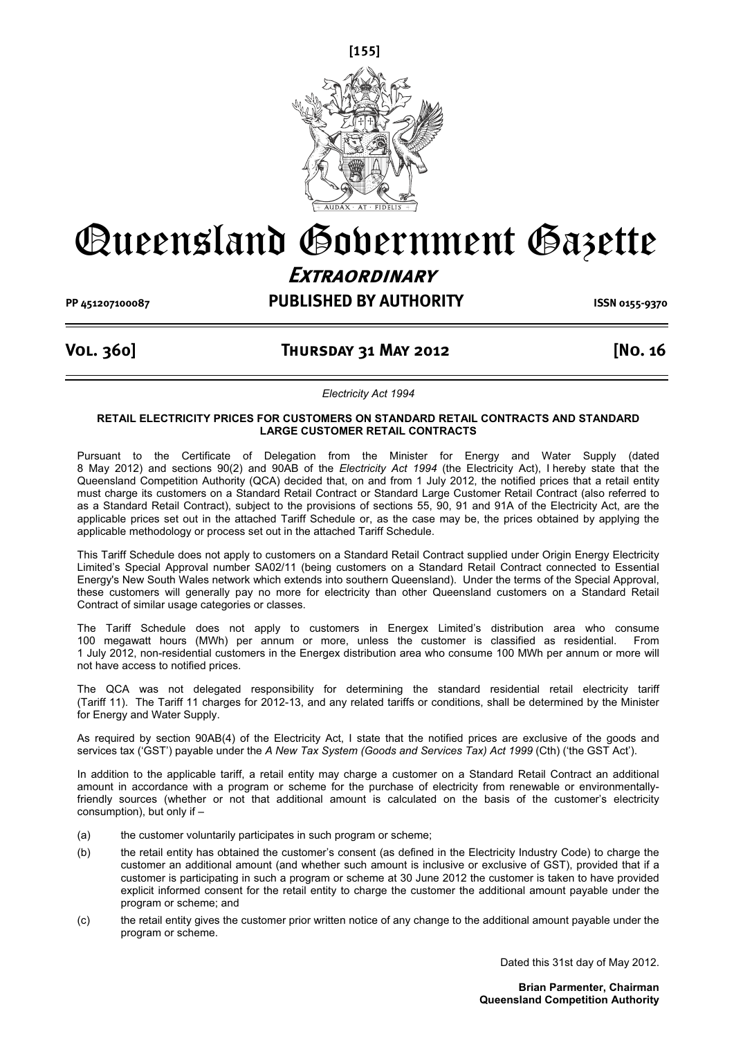# Queensland Government Gazette

## Extraordinary

PP 451207100087 **PUBLISHED BY AUTHORITY** ISSN 0155-9370

**Vol. 360] Thursday 31 May 2012 [No. 16**

*Electricity Act 1994*

**RETAIL ELECTRICITY PRICES FOR CUSTOMERS ON STANDARD RETAIL CONTRACTS AND STANDARD LARGE CUSTOMER RETAIL CONTRACTS**

Pursuant to the Certificate of Delegation from the Minister for Energy and Water Supply (dated 8 May 2012) and sections 90(2) and 90AB of the *Electricity Act 1994* (the Electricity Act), I hereby state that the Queensland Competition Authority (QCA) decided that, on and from 1 July 2012, the notified prices that a retail entity must charge its customers on a Standard Retail Contract or Standard Large Customer Retail Contract (also referred to as a Standard Retail Contract), subject to the provisions of sections 55, 90, 91 and 91A of the Electricity Act, are the applicable prices set out in the attached Tariff Schedule or, as the case may be, the prices obtained by applying the applicable methodology or process set out in the attached Tariff Schedule.

This Tariff Schedule does not apply to customers on a Standard Retail Contract supplied under Origin Energy Electricity Limited's Special Approval number SA02/11 (being customers on a Standard Retail Contract connected to Essential Energy's New South Wales network which extends into southern Queensland). Under the terms of the Special Approval, these customers will generally pay no more for electricity than other Queensland customers on a Standard Retail Contract of similar usage categories or classes.

The Tariff Schedule does not apply to customers in Energex Limited's distribution area who consume 100 megawatt hours (MWh) per annum or more, unless the customer is classified as residential. From 1 July 2012, non-residential customers in the Energex distribution area who consume 100 MWh per annum or more will not have access to notified prices.

The QCA was not delegated responsibility for determining the standard residential retail electricity tariff (Tariff 11). The Tariff 11 charges for 2012-13, and any related tariffs or conditions, shall be determined by the Minister for Energy and Water Supply.

As required by section 90AB(4) of the Electricity Act, I state that the notified prices are exclusive of the goods and services tax ('GST') payable under the *A New Tax System (Goods and Services Tax) Act 1999* (Cth) ('the GST Act').

In addition to the applicable tariff, a retail entity may charge a customer on a Standard Retail Contract an additional amount in accordance with a program or scheme for the purchase of electricity from renewable or environmentally-friendly sources (whether or not that additional amount is calculated on the basis of the customer's electricity consumption), but only if –

(a) the customer voluntarily participates in such program or scheme;

(b) the retail entity has obtained the customer's consent (as defined in the Electricity Industry Code) to charge the customer an additional amount (and whether such amount is inclusive or exclusive of GST), provided that if a customer is participating in such a program or scheme at 30 June 2012 the customer is taken to have provided explicit informed consent for the retail entity to charge the customer the additional amount payable under the program or scheme; and

(c) the retail entity gives the customer prior written notice of any change to the additional amount payable under the program or scheme.

Dated this 31st day of May 2012.

**Brian Parmenter, Chairman**
**Queensland Competition Authority**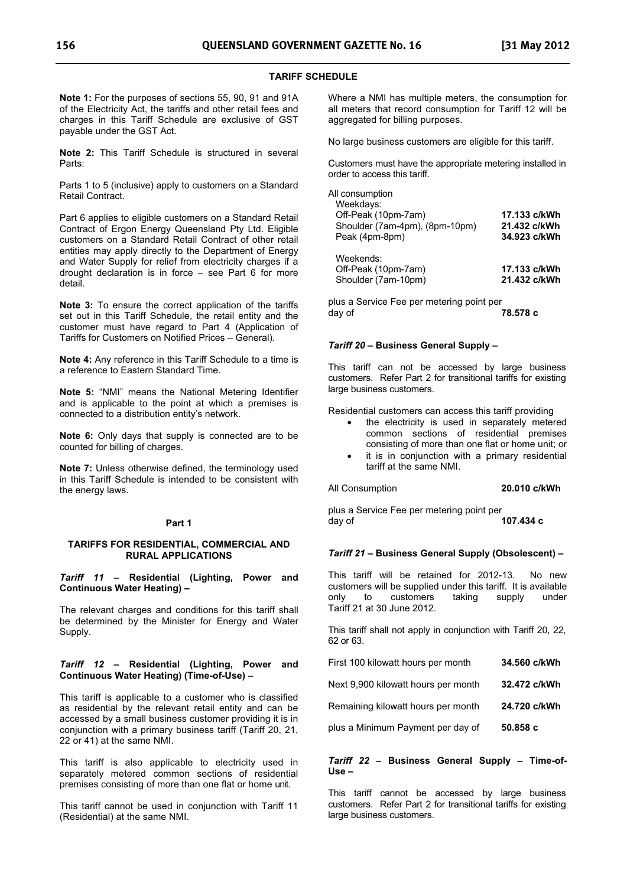## TARIFF SCHEDULE

**Note 1:** For the purposes of sections 55, 90, 91 and 91A of the Electricity Act, the tariffs and other retail fees and charges in this Tariff Schedule are exclusive of GST payable under the GST Act.

**Note 2:** This Tariff Schedule is structured in several Parts:

Parts 1 to 5 (inclusive) apply to customers on a Standard Retail Contract.

Part 6 applies to eligible customers on a Standard Retail Contract of Ergon Energy Queensland Pty Ltd. Eligible customers on a Standard Retail Contract of other retail entities may apply directly to the Department of Energy and Water Supply for relief from electricity charges if a drought declaration is in force – see Part 6 for more detail.

**Note 3:** To ensure the correct application of the tariffs set out in this Tariff Schedule, the retail entity and the customer must have regard to Part 4 (Application of Tariffs for Customers on Notified Prices – General).

**Note 4:** Any reference in this Tariff Schedule to a time is a reference to Eastern Standard Time.

**Note 5:** "NMI" means the National Metering Identifier and is applicable to the point at which a premises is connected to a distribution entity's network.

**Note 6:** Only days that supply is connected are to be counted for billing of charges.

**Note 7:** Unless otherwise defined, the terminology used in this Tariff Schedule is intended to be consistent with the energy laws.

### Part 1

### TARIFFS FOR RESIDENTIAL, COMMERCIAL AND RURAL APPLICATIONS

#### *Tariff 11* – Residential (Lighting, Power and Continuous Water Heating) –

The relevant charges and conditions for this tariff shall be determined by the Minister for Energy and Water Supply.

#### *Tariff 12* – Residential (Lighting, Power and Continuous Water Heating) (Time-of-Use) –

This tariff is applicable to a customer who is classified as residential by the relevant retail entity and can be accessed by a small business customer providing it is in conjunction with a primary business tariff (Tariff 20, 21, 22 or 41) at the same NMI.

This tariff is also applicable to electricity used in separately metered common sections of residential premises consisting of more than one flat or home unit.

This tariff cannot be used in conjunction with Tariff 11 (Residential) at the same NMI.

Where a NMI has multiple meters, the consumption for all meters that record consumption for Tariff 12 will be aggregated for billing purposes.

No large business customers are eligible for this tariff.

Customers must have the appropriate metering installed in order to access this tariff.

| All consumption | |
|---|---|
| Weekdays: | |
| Off-Peak (10pm-7am) | **17.133 c/kWh** |
| Shoulder (7am-4pm), (8pm-10pm) | **21.432 c/kWh** |
| Peak (4pm-8pm) | **34.923 c/kWh** |
| Weekends: | |
| Off-Peak (10pm-7am) | **17.133 c/kWh** |
| Shoulder (7am-10pm) | **21.432 c/kWh** |

plus a Service Fee per metering point per day of **78.578 c**

#### *Tariff 20* – Business General Supply –

This tariff can not be accessed by large business customers. Refer Part 2 for transitional tariffs for existing large business customers.

Residential customers can access this tariff providing

- the electricity is used in separately metered common sections of residential premises consisting of more than one flat or home unit; or
- it is in conjunction with a primary residential tariff at the same NMI.

All Consumption **20.010 c/kWh**

plus a Service Fee per metering point per day of **107.434 c**

#### *Tariff 21* – Business General Supply (Obsolescent) –

This tariff will be retained for 2012-13. No new customers will be supplied under this tariff. It is available only to customers taking supply under Tariff 21 at 30 June 2012.

This tariff shall not apply in conjunction with Tariff 20, 22, 62 or 63.

| | |
|---|---|
| First 100 kilowatt hours per month | **34.560 c/kWh** |
| Next 9,900 kilowatt hours per month | **32.472 c/kWh** |
| Remaining kilowatt hours per month | **24.720 c/kWh** |
| plus a Minimum Payment per day of | **50.858 c** |

#### *Tariff 22* – Business General Supply – Time-of-Use –

This tariff cannot be accessed by large business customers. Refer Part 2 for transitional tariffs for existing large business customers.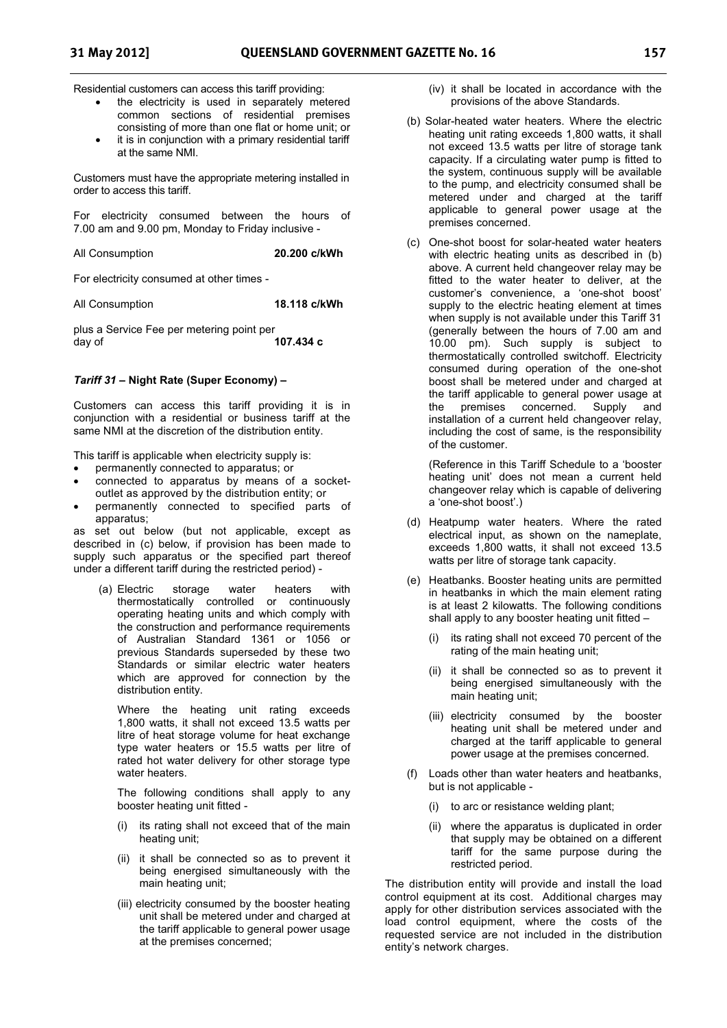Residential customers can access this tariff providing:

- the electricity is used in separately metered common sections of residential premises consisting of more than one flat or home unit; or
- it is in conjunction with a primary residential tariff at the same NMI.

Customers must have the appropriate metering installed in order to access this tariff.

For electricity consumed between the hours of 7.00 am and 9.00 pm, Monday to Friday inclusive -

All Consumption **20.200 c/kWh**

For electricity consumed at other times -

All Consumption **18.118 c/kWh**

plus a Service Fee per metering point per day of **107.434 c**

***Tariff 31* – Night Rate (Super Economy) –**

Customers can access this tariff providing it is in conjunction with a residential or business tariff at the same NMI at the discretion of the distribution entity.

This tariff is applicable when electricity supply is:

- permanently connected to apparatus; or
- connected to apparatus by means of a socket-outlet as approved by the distribution entity; or
- permanently connected to specified parts of apparatus;

as set out below (but not applicable, except as described in (c) below, if provision has been made to supply such apparatus or the specified part thereof under a different tariff during the restricted period) -

(a) Electric storage water heaters with thermostatically controlled or continuously operating heating units and which comply with the construction and performance requirements of Australian Standard 1361 or 1056 or previous Standards superseded by these two Standards or similar electric water heaters which are approved for connection by the distribution entity.

Where the heating unit rating exceeds 1,800 watts, it shall not exceed 13.5 watts per litre of heat storage volume for heat exchange type water heaters or 15.5 watts per litre of rated hot water delivery for other storage type water heaters.

The following conditions shall apply to any booster heating unit fitted -

(i) its rating shall not exceed that of the main heating unit;

(ii) it shall be connected so as to prevent it being energised simultaneously with the main heating unit;

(iii) electricity consumed by the booster heating unit shall be metered under and charged at the tariff applicable to general power usage at the premises concerned;

(iv) it shall be located in accordance with the provisions of the above Standards.

(b) Solar-heated water heaters. Where the electric heating unit rating exceeds 1,800 watts, it shall not exceed 13.5 watts per litre of storage tank capacity. If a circulating water pump is fitted to the system, continuous supply will be available to the pump, and electricity consumed shall be metered under and charged at the tariff applicable to general power usage at the premises concerned.

(c) One-shot boost for solar-heated water heaters with electric heating units as described in (b) above. A current held changeover relay may be fitted to the water heater to deliver, at the customer's convenience, a 'one-shot boost' supply to the electric heating element at times when supply is not available under this Tariff 31 (generally between the hours of 7.00 am and 10.00 pm). Such supply is subject to thermostatically controlled switchoff. Electricity consumed during operation of the one-shot boost shall be metered under and charged at the tariff applicable to general power usage at the premises concerned. Supply and installation of a current held changeover relay, including the cost of same, is the responsibility of the customer.

(Reference in this Tariff Schedule to a 'booster heating unit' does not mean a current held changeover relay which is capable of delivering a 'one-shot boost'.)

(d) Heatpump water heaters. Where the rated electrical input, as shown on the nameplate, exceeds 1,800 watts, it shall not exceed 13.5 watts per litre of storage tank capacity.

(e) Heatbanks. Booster heating units are permitted in heatbanks in which the main element rating is at least 2 kilowatts. The following conditions shall apply to any booster heating unit fitted –

(i) its rating shall not exceed 70 percent of the rating of the main heating unit;

(ii) it shall be connected so as to prevent it being energised simultaneously with the main heating unit;

(iii) electricity consumed by the booster heating unit shall be metered under and charged at the tariff applicable to general power usage at the premises concerned.

(f) Loads other than water heaters and heatbanks, but is not applicable -

(i) to arc or resistance welding plant;

(ii) where the apparatus is duplicated in order that supply may be obtained on a different tariff for the same purpose during the restricted period.

The distribution entity will provide and install the load control equipment at its cost. Additional charges may apply for other distribution services associated with the load control equipment, where the costs of the requested service are not included in the distribution entity's network charges.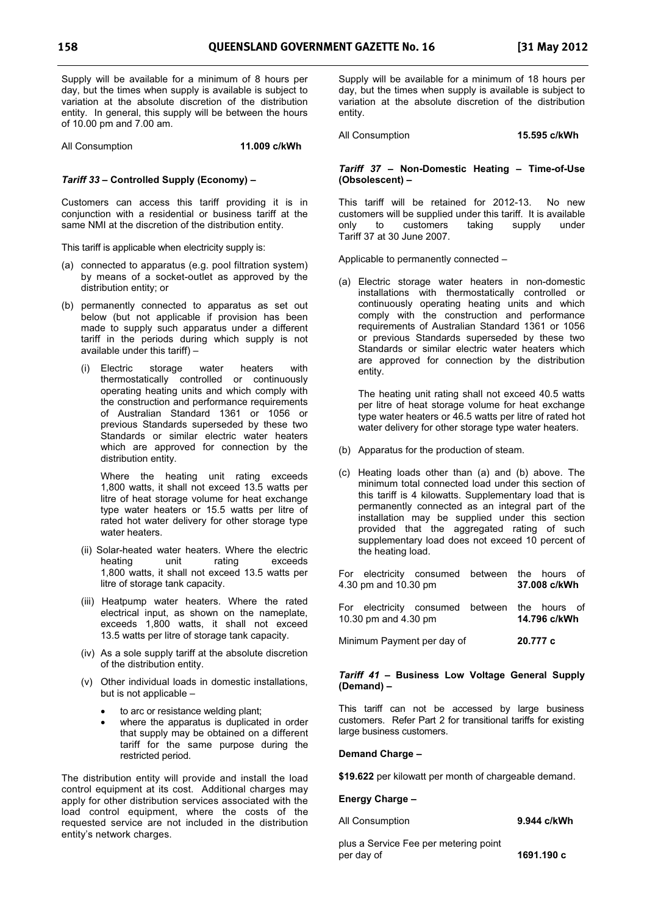Supply will be available for a minimum of 8 hours per day, but the times when supply is available is subject to variation at the absolute discretion of the distribution entity. In general, this supply will be between the hours of 10.00 pm and 7.00 am.

| | |
|---|---|
| All Consumption | **11.009 c/kWh** |

### *Tariff 33* – Controlled Supply (Economy) –

Customers can access this tariff providing it is in conjunction with a residential or business tariff at the same NMI at the discretion of the distribution entity.

This tariff is applicable when electricity supply is:

(a) connected to apparatus (e.g. pool filtration system) by means of a socket-outlet as approved by the distribution entity; or

(b) permanently connected to apparatus as set out below (but not applicable if provision has been made to supply such apparatus under a different tariff in the periods during which supply is not available under this tariff) –

   (i) Electric storage water heaters with thermostatically controlled or continuously operating heating units and which comply with the construction and performance requirements of Australian Standard 1361 or 1056 or previous Standards superseded by these two Standards or similar electric water heaters which are approved for connection by the distribution entity.

   Where the heating unit rating exceeds 1,800 watts, it shall not exceed 13.5 watts per litre of heat storage volume for heat exchange type water heaters or 15.5 watts per litre of rated hot water delivery for other storage type water heaters.

   (ii) Solar-heated water heaters. Where the electric heating unit rating exceeds 1,800 watts, it shall not exceed 13.5 watts per litre of storage tank capacity.

   (iii) Heatpump water heaters. Where the rated electrical input, as shown on the nameplate, exceeds 1,800 watts, it shall not exceed 13.5 watts per litre of storage tank capacity.

   (iv) As a sole supply tariff at the absolute discretion of the distribution entity.

   (v) Other individual loads in domestic installations, but is not applicable –

   - to arc or resistance welding plant;
   - where the apparatus is duplicated in order that supply may be obtained on a different tariff for the same purpose during the restricted period.

The distribution entity will provide and install the load control equipment at its cost. Additional charges may apply for other distribution services associated with the load control equipment, where the costs of the requested service are not included in the distribution entity's network charges.

Supply will be available for a minimum of 18 hours per day, but the times when supply is available is subject to variation at the absolute discretion of the distribution entity.

| | |
|---|---|
| All Consumption | **15.595 c/kWh** |

### *Tariff 37* – Non-Domestic Heating – Time-of-Use (Obsolescent) –

This tariff will be retained for 2012-13. No new customers will be supplied under this tariff. It is available only to customers taking supply under Tariff 37 at 30 June 2007.

Applicable to permanently connected –

(a) Electric storage water heaters in non-domestic installations with thermostatically controlled or continuously operating heating units and which comply with the construction and performance requirements of Australian Standard 1361 or 1056 or previous Standards superseded by these two Standards or similar electric water heaters which are approved for connection by the distribution entity.

   The heating unit rating shall not exceed 40.5 watts per litre of heat storage volume for heat exchange type water heaters or 46.5 watts per litre of rated hot water delivery for other storage type water heaters.

(b) Apparatus for the production of steam.

(c) Heating loads other than (a) and (b) above. The minimum total connected load under this section of this tariff is 4 kilowatts. Supplementary load that is permanently connected as an integral part of the installation may be supplied under this section provided that the aggregated rating of such supplementary load does not exceed 10 percent of the heating load.

| | |
|---|---|
| For electricity consumed between the hours of 4.30 pm and 10.30 pm | **37.008 c/kWh** |
| For electricity consumed between the hours of 10.30 pm and 4.30 pm | **14.796 c/kWh** |
| Minimum Payment per day of | **20.777 c** |

### *Tariff 41* – Business Low Voltage General Supply (Demand) –

This tariff can not be accessed by large business customers. Refer Part 2 for transitional tariffs for existing large business customers.

**Demand Charge –**

**$19.622** per kilowatt per month of chargeable demand.

**Energy Charge –**

| | |
|---|---|
| All Consumption | **9.944 c/kWh** |
| plus a Service Fee per metering point per day of | **1691.190 c** |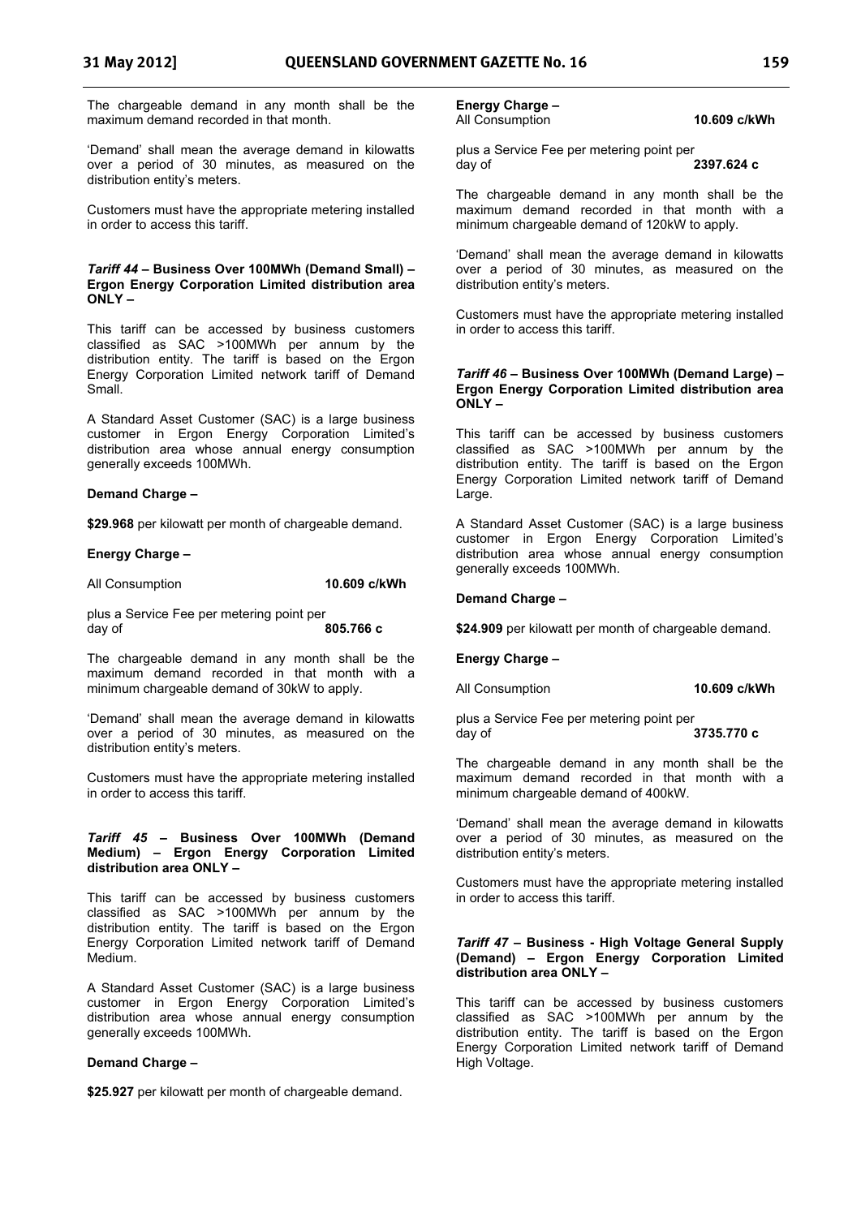The chargeable demand in any month shall be the maximum demand recorded in that month.

'Demand' shall mean the average demand in kilowatts over a period of 30 minutes, as measured on the distribution entity's meters.

Customers must have the appropriate metering installed in order to access this tariff.

### *Tariff 44* – Business Over 100MWh (Demand Small) – Ergon Energy Corporation Limited distribution area ONLY –

This tariff can be accessed by business customers classified as SAC >100MWh per annum by the distribution entity. The tariff is based on the Ergon Energy Corporation Limited network tariff of Demand Small.

A Standard Asset Customer (SAC) is a large business customer in Ergon Energy Corporation Limited's distribution area whose annual energy consumption generally exceeds 100MWh.

**Demand Charge –**

**$29.968** per kilowatt per month of chargeable demand.

**Energy Charge –**

All Consumption **10.609 c/kWh**

plus a Service Fee per metering point per day of **805.766 c**

The chargeable demand in any month shall be the maximum demand recorded in that month with a minimum chargeable demand of 30kW to apply.

'Demand' shall mean the average demand in kilowatts over a period of 30 minutes, as measured on the distribution entity's meters.

Customers must have the appropriate metering installed in order to access this tariff.

### *Tariff 45* – Business Over 100MWh (Demand Medium) – Ergon Energy Corporation Limited distribution area ONLY –

This tariff can be accessed by business customers classified as SAC >100MWh per annum by the distribution entity. The tariff is based on the Ergon Energy Corporation Limited network tariff of Demand Medium.

A Standard Asset Customer (SAC) is a large business customer in Ergon Energy Corporation Limited's distribution area whose annual energy consumption generally exceeds 100MWh.

**Demand Charge –**

**$25.927** per kilowatt per month of chargeable demand.

**Energy Charge –**
All Consumption **10.609 c/kWh**

plus a Service Fee per metering point per day of **2397.624 c**

The chargeable demand in any month shall be the maximum demand recorded in that month with a minimum chargeable demand of 120kW to apply.

'Demand' shall mean the average demand in kilowatts over a period of 30 minutes, as measured on the distribution entity's meters.

Customers must have the appropriate metering installed in order to access this tariff.

### *Tariff 46* – Business Over 100MWh (Demand Large) – Ergon Energy Corporation Limited distribution area ONLY –

This tariff can be accessed by business customers classified as SAC >100MWh per annum by the distribution entity. The tariff is based on the Ergon Energy Corporation Limited network tariff of Demand Large.

A Standard Asset Customer (SAC) is a large business customer in Ergon Energy Corporation Limited's distribution area whose annual energy consumption generally exceeds 100MWh.

**Demand Charge –**

**$24.909** per kilowatt per month of chargeable demand.

**Energy Charge –**

All Consumption **10.609 c/kWh**

plus a Service Fee per metering point per day of **3735.770 c**

The chargeable demand in any month shall be the maximum demand recorded in that month with a minimum chargeable demand of 400kW.

'Demand' shall mean the average demand in kilowatts over a period of 30 minutes, as measured on the distribution entity's meters.

Customers must have the appropriate metering installed in order to access this tariff.

### *Tariff 47* – Business - High Voltage General Supply (Demand) – Ergon Energy Corporation Limited distribution area ONLY –

This tariff can be accessed by business customers classified as SAC >100MWh per annum by the distribution entity. The tariff is based on the Ergon Energy Corporation Limited network tariff of Demand High Voltage.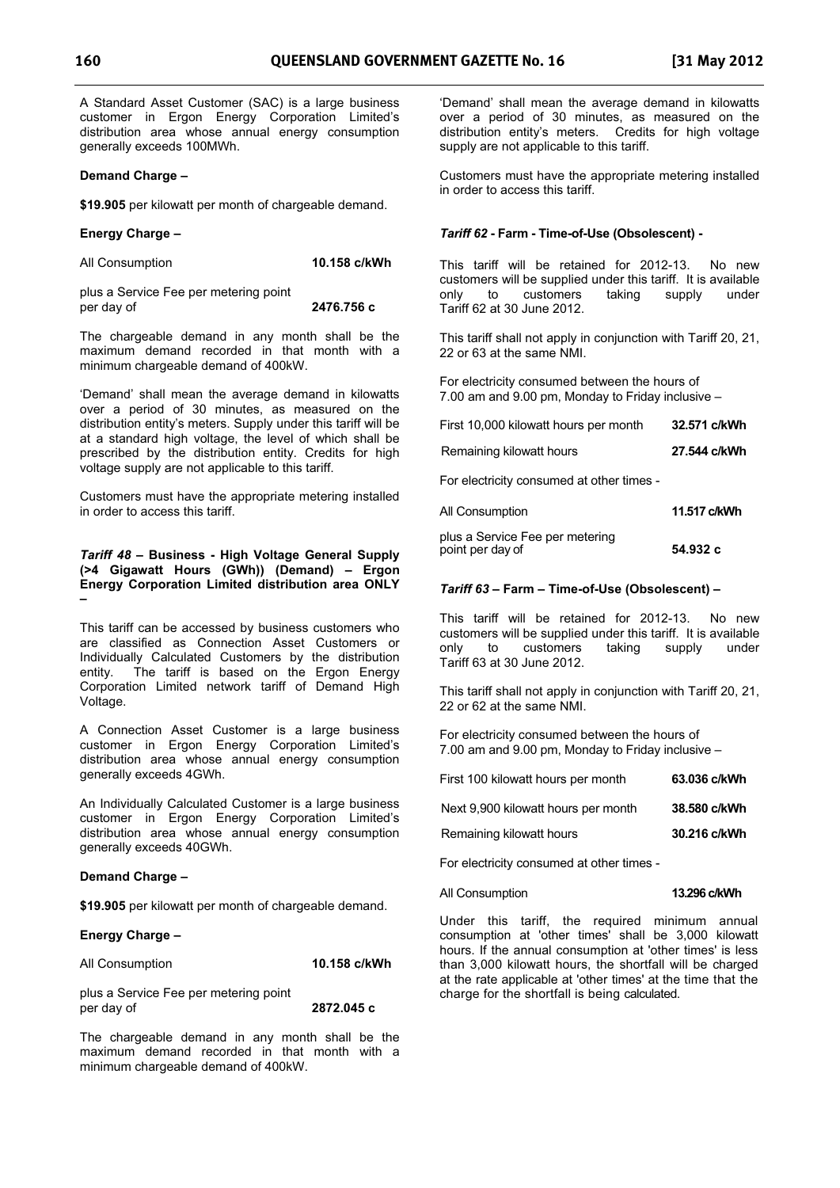A Standard Asset Customer (SAC) is a large business customer in Ergon Energy Corporation Limited's distribution area whose annual energy consumption generally exceeds 100MWh.

**Demand Charge –**

**\$19.905** per kilowatt per month of chargeable demand.

**Energy Charge –**

| | |
|---|---|
| All Consumption | **10.158 c/kWh** |
| plus a Service Fee per metering point per day of | **2476.756 c** |

The chargeable demand in any month shall be the maximum demand recorded in that month with a minimum chargeable demand of 400kW.

'Demand' shall mean the average demand in kilowatts over a period of 30 minutes, as measured on the distribution entity's meters. Supply under this tariff will be at a standard high voltage, the level of which shall be prescribed by the distribution entity. Credits for high voltage supply are not applicable to this tariff.

Customers must have the appropriate metering installed in order to access this tariff.

### *Tariff 48* – Business - High Voltage General Supply (>4 Gigawatt Hours (GWh)) (Demand) – Ergon Energy Corporation Limited distribution area ONLY –

This tariff can be accessed by business customers who are classified as Connection Asset Customers or Individually Calculated Customers by the distribution entity. The tariff is based on the Ergon Energy Corporation Limited network tariff of Demand High Voltage.

A Connection Asset Customer is a large business customer in Ergon Energy Corporation Limited's distribution area whose annual energy consumption generally exceeds 4GWh.

An Individually Calculated Customer is a large business customer in Ergon Energy Corporation Limited's distribution area whose annual energy consumption generally exceeds 40GWh.

**Demand Charge –**

**\$19.905** per kilowatt per month of chargeable demand.

**Energy Charge –**

| | |
|---|---|
| All Consumption | **10.158 c/kWh** |
| plus a Service Fee per metering point per day of | **2872.045 c** |

The chargeable demand in any month shall be the maximum demand recorded in that month with a minimum chargeable demand of 400kW.

'Demand' shall mean the average demand in kilowatts over a period of 30 minutes, as measured on the distribution entity's meters. Credits for high voltage supply are not applicable to this tariff.

Customers must have the appropriate metering installed in order to access this tariff.

### *Tariff 62* - Farm - Time-of-Use (Obsolescent) -

This tariff will be retained for 2012-13. No new customers will be supplied under this tariff. It is available only to customers taking supply under Tariff 62 at 30 June 2012.

This tariff shall not apply in conjunction with Tariff 20, 21, 22 or 63 at the same NMI.

For electricity consumed between the hours of 7.00 am and 9.00 pm, Monday to Friday inclusive –

| | |
|---|---|
| First 10,000 kilowatt hours per month | **32.571 c/kWh** |
| Remaining kilowatt hours | **27.544 c/kWh** |

For electricity consumed at other times -

| | |
|---|---|
| All Consumption | **11.517 c/kWh** |
| plus a Service Fee per metering point per day of | **54.932 c** |

### *Tariff 63* – Farm – Time-of-Use (Obsolescent) –

This tariff will be retained for 2012-13. No new customers will be supplied under this tariff. It is available only to customers taking supply under Tariff 63 at 30 June 2012.

This tariff shall not apply in conjunction with Tariff 20, 21, 22 or 62 at the same NMI.

For electricity consumed between the hours of 7.00 am and 9.00 pm, Monday to Friday inclusive –

| | |
|---|---|
| First 100 kilowatt hours per month | **63.036 c/kWh** |
| Next 9,900 kilowatt hours per month | **38.580 c/kWh** |
| Remaining kilowatt hours | **30.216 c/kWh** |

For electricity consumed at other times -

| | |
|---|---|
| All Consumption | **13.296 c/kWh** |

Under this tariff, the required minimum annual consumption at 'other times' shall be 3,000 kilowatt hours. If the annual consumption at 'other times' is less than 3,000 kilowatt hours, the shortfall will be charged at the rate applicable at 'other times' at the time that the charge for the shortfall is being calculated.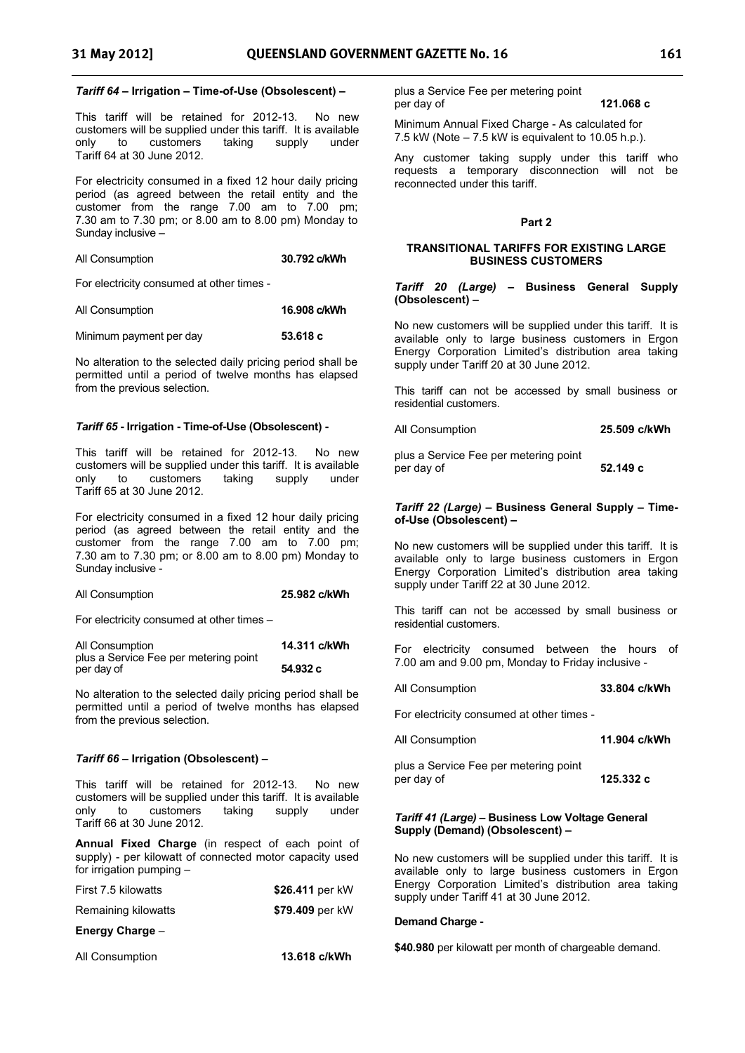***Tariff 64* – Irrigation – Time-of-Use (Obsolescent) –**

This tariff will be retained for 2012-13. No new customers will be supplied under this tariff. It is available only to customers taking supply under Tariff 64 at 30 June 2012.

For electricity consumed in a fixed 12 hour daily pricing period (as agreed between the retail entity and the customer from the range 7.00 am to 7.00 pm; 7.30 am to 7.30 pm; or 8.00 am to 8.00 pm) Monday to Sunday inclusive –

| | |
|---|---|
| All Consumption | **30.792 c/kWh** |

For electricity consumed at other times -

| | |
|---|---|
| All Consumption | **16.908 c/kWh** |
| Minimum payment per day | **53.618 c** |

No alteration to the selected daily pricing period shall be permitted until a period of twelve months has elapsed from the previous selection.

***Tariff 65* - Irrigation - Time-of-Use (Obsolescent) -**

This tariff will be retained for 2012-13. No new customers will be supplied under this tariff. It is available only to customers taking supply under Tariff 65 at 30 June 2012.

For electricity consumed in a fixed 12 hour daily pricing period (as agreed between the retail entity and the customer from the range 7.00 am to 7.00 pm; 7.30 am to 7.30 pm; or 8.00 am to 8.00 pm) Monday to Sunday inclusive -

| | |
|---|---|
| All Consumption | **25.982 c/kWh** |

For electricity consumed at other times –

| | |
|---|---|
| All Consumption | **14.311 c/kWh** |
| plus a Service Fee per metering point per day of | **54.932 c** |

No alteration to the selected daily pricing period shall be permitted until a period of twelve months has elapsed from the previous selection.

***Tariff 66* – Irrigation (Obsolescent) –**

This tariff will be retained for 2012-13. No new customers will be supplied under this tariff. It is available only to customers taking supply under Tariff 66 at 30 June 2012.

**Annual Fixed Charge** (in respect of each point of supply) - per kilowatt of connected motor capacity used for irrigation pumping –

| | |
|---|---|
| First 7.5 kilowatts | **$26.411** per kW |
| Remaining kilowatts | **$79.409** per kW |

**Energy Charge** –

| | |
|---|---|
| All Consumption | **13.618 c/kWh** |
| plus a Service Fee per metering point per day of | **121.068 c** |

Minimum Annual Fixed Charge - As calculated for 7.5 kW (Note – 7.5 kW is equivalent to 10.05 h.p.).

Any customer taking supply under this tariff who requests a temporary disconnection will not be reconnected under this tariff.

## Part 2

## TRANSITIONAL TARIFFS FOR EXISTING LARGE BUSINESS CUSTOMERS

***Tariff 20 (Large)* – Business General Supply (Obsolescent) –**

No new customers will be supplied under this tariff. It is available only to large business customers in Ergon Energy Corporation Limited's distribution area taking supply under Tariff 20 at 30 June 2012.

This tariff can not be accessed by small business or residential customers.

| | |
|---|---|
| All Consumption | **25.509 c/kWh** |
| plus a Service Fee per metering point per day of | **52.149 c** |

***Tariff 22 (Large)* – Business General Supply – Time-of-Use (Obsolescent) –**

No new customers will be supplied under this tariff. It is available only to large business customers in Ergon Energy Corporation Limited's distribution area taking supply under Tariff 22 at 30 June 2012.

This tariff can not be accessed by small business or residential customers.

For electricity consumed between the hours of 7.00 am and 9.00 pm, Monday to Friday inclusive -

| | |
|---|---|
| All Consumption | **33.804 c/kWh** |

For electricity consumed at other times -

| | |
|---|---|
| All Consumption | **11.904 c/kWh** |
| plus a Service Fee per metering point per day of | **125.332 c** |

***Tariff 41 (Large)* – Business Low Voltage General Supply (Demand) (Obsolescent) –**

No new customers will be supplied under this tariff. It is available only to large business customers in Ergon Energy Corporation Limited's distribution area taking supply under Tariff 41 at 30 June 2012.

**Demand Charge -**

**$40.980** per kilowatt per month of chargeable demand.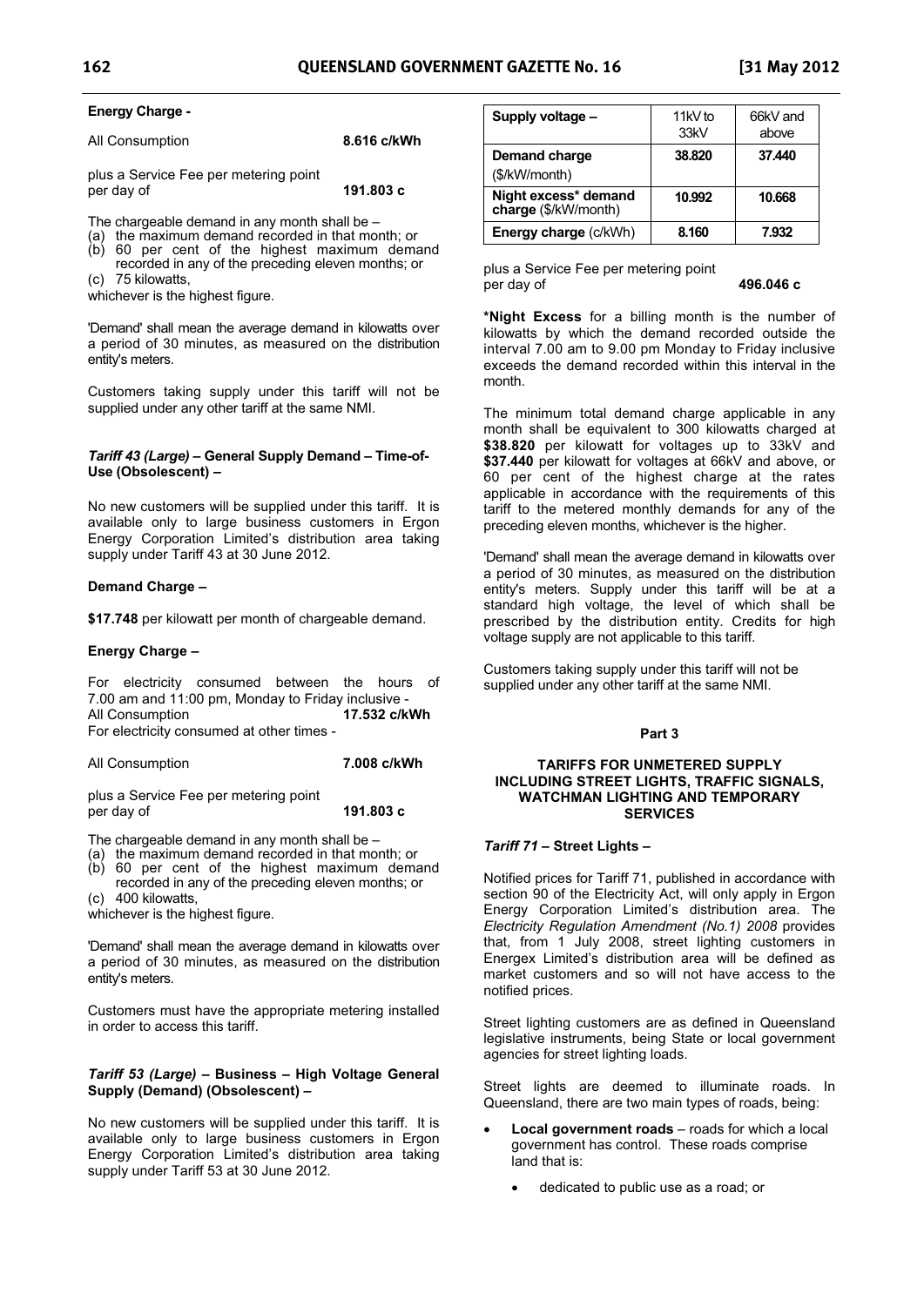**Energy Charge -**

All Consumption **8.616 c/kWh**

plus a Service Fee per metering point per day of **191.803 c**

The chargeable demand in any month shall be –

(a) the maximum demand recorded in that month; or
(b) 60 per cent of the highest maximum demand recorded in any of the preceding eleven months; or
(c) 75 kilowatts,

whichever is the highest figure.

'Demand' shall mean the average demand in kilowatts over a period of 30 minutes, as measured on the distribution entity's meters.

Customers taking supply under this tariff will not be supplied under any other tariff at the same NMI.

### *Tariff 43 (Large)* – General Supply Demand – Time-of-Use (Obsolescent) –

No new customers will be supplied under this tariff. It is available only to large business customers in Ergon Energy Corporation Limited's distribution area taking supply under Tariff 43 at 30 June 2012.

**Demand Charge –**

**$17.748** per kilowatt per month of chargeable demand.

**Energy Charge –**

For electricity consumed between the hours of 7.00 am and 11:00 pm, Monday to Friday inclusive -

All Consumption **17.532 c/kWh**

For electricity consumed at other times -

All Consumption **7.008 c/kWh**

plus a Service Fee per metering point per day of **191.803 c**

The chargeable demand in any month shall be –

(a) the maximum demand recorded in that month; or
(b) 60 per cent of the highest maximum demand recorded in any of the preceding eleven months; or
(c) 400 kilowatts,

whichever is the highest figure.

'Demand' shall mean the average demand in kilowatts over a period of 30 minutes, as measured on the distribution entity's meters.

Customers must have the appropriate metering installed in order to access this tariff.

### *Tariff 53 (Large)* – Business – High Voltage General Supply (Demand) (Obsolescent) –

No new customers will be supplied under this tariff. It is available only to large business customers in Ergon Energy Corporation Limited's distribution area taking supply under Tariff 53 at 30 June 2012.

| Supply voltage – | 11kV to 33kV | 66kV and above |
|---|---|---|
| **Demand charge** ($/kW/month) | **38.820** | **37.440** |
| **Night excess* demand charge** ($/kW/month) | **10.992** | **10.668** |
| **Energy charge** (c/kWh) | **8.160** | **7.932** |

plus a Service Fee per metering point per day of **496.046 c**

***Night Excess** for a billing month is the number of kilowatts by which the demand recorded outside the interval 7.00 am to 9.00 pm Monday to Friday inclusive exceeds the demand recorded within this interval in the month.

The minimum total demand charge applicable in any month shall be equivalent to 300 kilowatts charged at **$38.820** per kilowatt for voltages up to 33kV and **$37.440** per kilowatt for voltages at 66kV and above, or 60 per cent of the highest charge at the rates applicable in accordance with the requirements of this tariff to the metered monthly demands for any of the preceding eleven months, whichever is the higher.

'Demand' shall mean the average demand in kilowatts over a period of 30 minutes, as measured on the distribution entity's meters. Supply under this tariff will be at a standard high voltage, the level of which shall be prescribed by the distribution entity. Credits for high voltage supply are not applicable to this tariff.

Customers taking supply under this tariff will not be supplied under any other tariff at the same NMI.

## Part 3

## TARIFFS FOR UNMETERED SUPPLY INCLUDING STREET LIGHTS, TRAFFIC SIGNALS, WATCHMAN LIGHTING AND TEMPORARY SERVICES

### *Tariff 71* – Street Lights –

Notified prices for Tariff 71, published in accordance with section 90 of the Electricity Act, will only apply in Ergon Energy Corporation Limited's distribution area. The *Electricity Regulation Amendment (No.1) 2008* provides that, from 1 July 2008, street lighting customers in Energex Limited's distribution area will be defined as market customers and so will not have access to the notified prices.

Street lighting customers are as defined in Queensland legislative instruments, being State or local government agencies for street lighting loads.

Street lights are deemed to illuminate roads. In Queensland, there are two main types of roads, being:

- **Local government roads** – roads for which a local government has control. These roads comprise land that is:
  - dedicated to public use as a road; or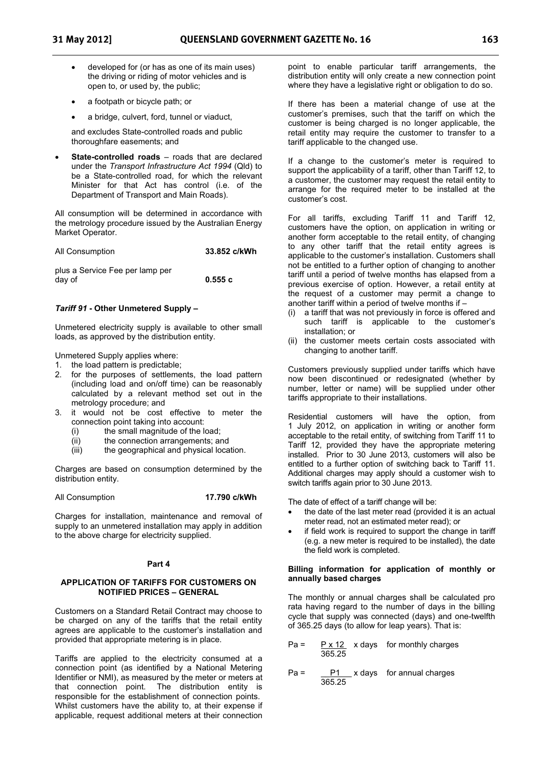- developed for (or has as one of its main uses) the driving or riding of motor vehicles and is open to, or used by, the public;
- a footpath or bicycle path; or
- a bridge, culvert, ford, tunnel or viaduct,

  and excludes State-controlled roads and public thoroughfare easements; and

- **State-controlled roads** – roads that are declared under the *Transport Infrastructure Act 1994* (Qld) to be a State-controlled road, for which the relevant Minister for that Act has control (i.e. of the Department of Transport and Main Roads).

All consumption will be determined in accordance with the metrology procedure issued by the Australian Energy Market Operator.

| | |
|---|---|
| All Consumption | **33.852 c/kWh** |
| plus a Service Fee per lamp per day of | **0.555 c** |

### *Tariff 91* - Other Unmetered Supply –

Unmetered electricity supply is available to other small loads, as approved by the distribution entity.

Unmetered Supply applies where:

1. the load pattern is predictable;
2. for the purposes of settlements, the load pattern (including load and on/off time) can be reasonably calculated by a relevant method set out in the metrology procedure; and
3. it would not be cost effective to meter the connection point taking into account:
   (i) the small magnitude of the load;
   (ii) the connection arrangements; and
   (iii) the geographical and physical location.

Charges are based on consumption determined by the distribution entity.

| | |
|---|---|
| All Consumption | **17.790 c/kWh** |

Charges for installation, maintenance and removal of supply to an unmetered installation may apply in addition to the above charge for electricity supplied.

## Part 4

### APPLICATION OF TARIFFS FOR CUSTOMERS ON NOTIFIED PRICES – GENERAL

Customers on a Standard Retail Contract may choose to be charged on any of the tariffs that the retail entity agrees are applicable to the customer's installation and provided that appropriate metering is in place.

Tariffs are applied to the electricity consumed at a connection point (as identified by a National Metering Identifier or NMI), as measured by the meter or meters at that connection point. The distribution entity is responsible for the establishment of connection points. Whilst customers have the ability to, at their expense if applicable, request additional meters at their connection point to enable particular tariff arrangements, the distribution entity will only create a new connection point where they have a legislative right or obligation to do so.

If there has been a material change of use at the customer's premises, such that the tariff on which the customer is being charged is no longer applicable, the retail entity may require the customer to transfer to a tariff applicable to the changed use.

If a change to the customer's meter is required to support the applicability of a tariff, other than Tariff 12, to a customer, the customer may request the retail entity to arrange for the required meter to be installed at the customer's cost.

For all tariffs, excluding Tariff 11 and Tariff 12, customers have the option, on application in writing or another form acceptable to the retail entity, of changing to any other tariff that the retail entity agrees is applicable to the customer's installation. Customers shall not be entitled to a further option of changing to another tariff until a period of twelve months has elapsed from a previous exercise of option. However, a retail entity at the request of a customer may permit a change to another tariff within a period of twelve months if –

(i) a tariff that was not previously in force is offered and such tariff is applicable to the customer's installation; or
(ii) the customer meets certain costs associated with changing to another tariff.

Customers previously supplied under tariffs which have now been discontinued or redesignated (whether by number, letter or name) will be supplied under other tariffs appropriate to their installations.

Residential customers will have the option, from 1 July 2012, on application in writing or another form acceptable to the retail entity, of switching from Tariff 11 to Tariff 12, provided they have the appropriate metering installed. Prior to 30 June 2013, customers will also be entitled to a further option of switching back to Tariff 11. Additional charges may apply should a customer wish to switch tariffs again prior to 30 June 2013.

The date of effect of a tariff change will be:

- the date of the last meter read (provided it is an actual meter read, not an estimated meter read); or
- if field work is required to support the change in tariff (e.g. a new meter is required to be installed), the date the field work is completed.

#### Billing information for application of monthly or annually based charges

The monthly or annual charges shall be calculated pro rata having regard to the number of days in the billing cycle that supply was connected (days) and one-twelfth of 365.25 days (to allow for leap years). That is:

$$Pa = \frac{P \times 12}{365.25} \times \text{days} \quad \text{for monthly charges}$$

$$Pa = \frac{P1}{365.25} \times \text{days} \quad \text{for annual charges}$$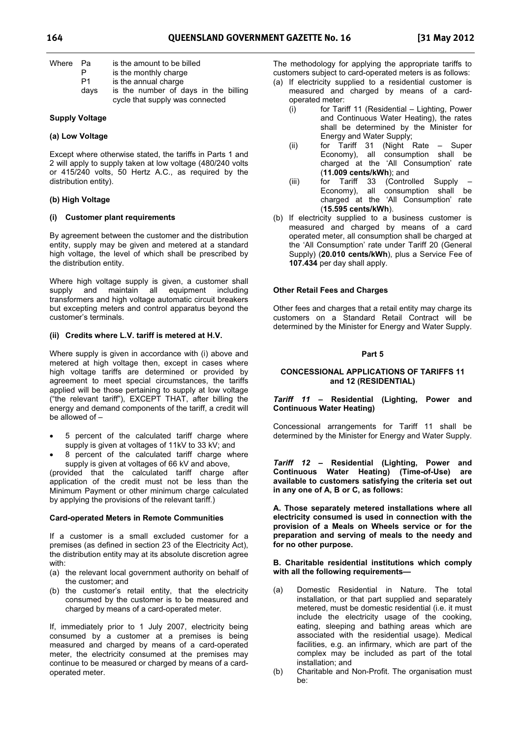Where Pa is the amount to be billed
P is the monthly charge
P1 is the annual charge
days is the number of days in the billing cycle that supply was connected

**Supply Voltage**

**(a) Low Voltage**

Except where otherwise stated, the tariffs in Parts 1 and 2 will apply to supply taken at low voltage (480/240 volts or 415/240 volts, 50 Hertz A.C., as required by the distribution entity).

**(b) High Voltage**

**(i) Customer plant requirements**

By agreement between the customer and the distribution entity, supply may be given and metered at a standard high voltage, the level of which shall be prescribed by the distribution entity.

Where high voltage supply is given, a customer shall supply and maintain all equipment including transformers and high voltage automatic circuit breakers but excepting meters and control apparatus beyond the customer's terminals.

**(ii) Credits where L.V. tariff is metered at H.V.**

Where supply is given in accordance with (i) above and metered at high voltage then, except in cases where high voltage tariffs are determined or provided by agreement to meet special circumstances, the tariffs applied will be those pertaining to supply at low voltage ("the relevant tariff"), EXCEPT THAT, after billing the energy and demand components of the tariff, a credit will be allowed of –

- 5 percent of the calculated tariff charge where supply is given at voltages of 11kV to 33 kV; and
- 8 percent of the calculated tariff charge where supply is given at voltages of 66 kV and above,

(provided that the calculated tariff charge after application of the credit must not be less than the Minimum Payment or other minimum charge calculated by applying the provisions of the relevant tariff.)

**Card-operated Meters in Remote Communities**

If a customer is a small excluded customer for a premises (as defined in section 23 of the Electricity Act), the distribution entity may at its absolute discretion agree with:

(a) the relevant local government authority on behalf of the customer; and
(b) the customer's retail entity, that the electricity consumed by the customer is to be measured and charged by means of a card-operated meter.

If, immediately prior to 1 July 2007, electricity being consumed by a customer at a premises is being measured and charged by means of a card-operated meter, the electricity consumed at the premises may continue to be measured or charged by means of a card-operated meter.

The methodology for applying the appropriate tariffs to customers subject to card-operated meters is as follows:

(a) If electricity supplied to a residential customer is measured and charged by means of a card-operated meter:
   (i) for Tariff 11 (Residential – Lighting, Power and Continuous Water Heating), the rates shall be determined by the Minister for Energy and Water Supply;
   (ii) for Tariff 31 (Night Rate – Super Economy), all consumption shall be charged at the 'All Consumption' rate (**11.009 cents/kWh**); and
   (iii) for Tariff 33 (Controlled Supply – Economy), all consumption shall be charged at the 'All Consumption' rate (**15.595 cents/kWh**).
(b) If electricity supplied to a business customer is measured and charged by means of a card operated meter, all consumption shall be charged at the 'All Consumption' rate under Tariff 20 (General Supply) (**20.010 cents/kWh**), plus a Service Fee of **107.434** per day shall apply.

**Other Retail Fees and Charges**

Other fees and charges that a retail entity may charge its customers on a Standard Retail Contract will be determined by the Minister for Energy and Water Supply.

## Part 5

### CONCESSIONAL APPLICATIONS OF TARIFFS 11 and 12 (RESIDENTIAL)

***Tariff 11*** **– Residential (Lighting, Power and Continuous Water Heating)**

Concessional arrangements for Tariff 11 shall be determined by the Minister for Energy and Water Supply.

***Tariff 12*** **– Residential (Lighting, Power and Continuous Water Heating) (Time-of-Use) are available to customers satisfying the criteria set out in any one of A, B or C, as follows:**

**A. Those separately metered installations where all electricity consumed is used in connection with the provision of a Meals on Wheels service or for the preparation and serving of meals to the needy and for no other purpose.**

**B. Charitable residential institutions which comply with all the following requirements—**

(a) Domestic Residential in Nature. The total installation, or that part supplied and separately metered, must be domestic residential (i.e. it must include the electricity usage of the cooking, eating, sleeping and bathing areas which are associated with the residential usage). Medical facilities, e.g. an infirmary, which are part of the complex may be included as part of the total installation; and
(b) Charitable and Non-Profit. The organisation must be: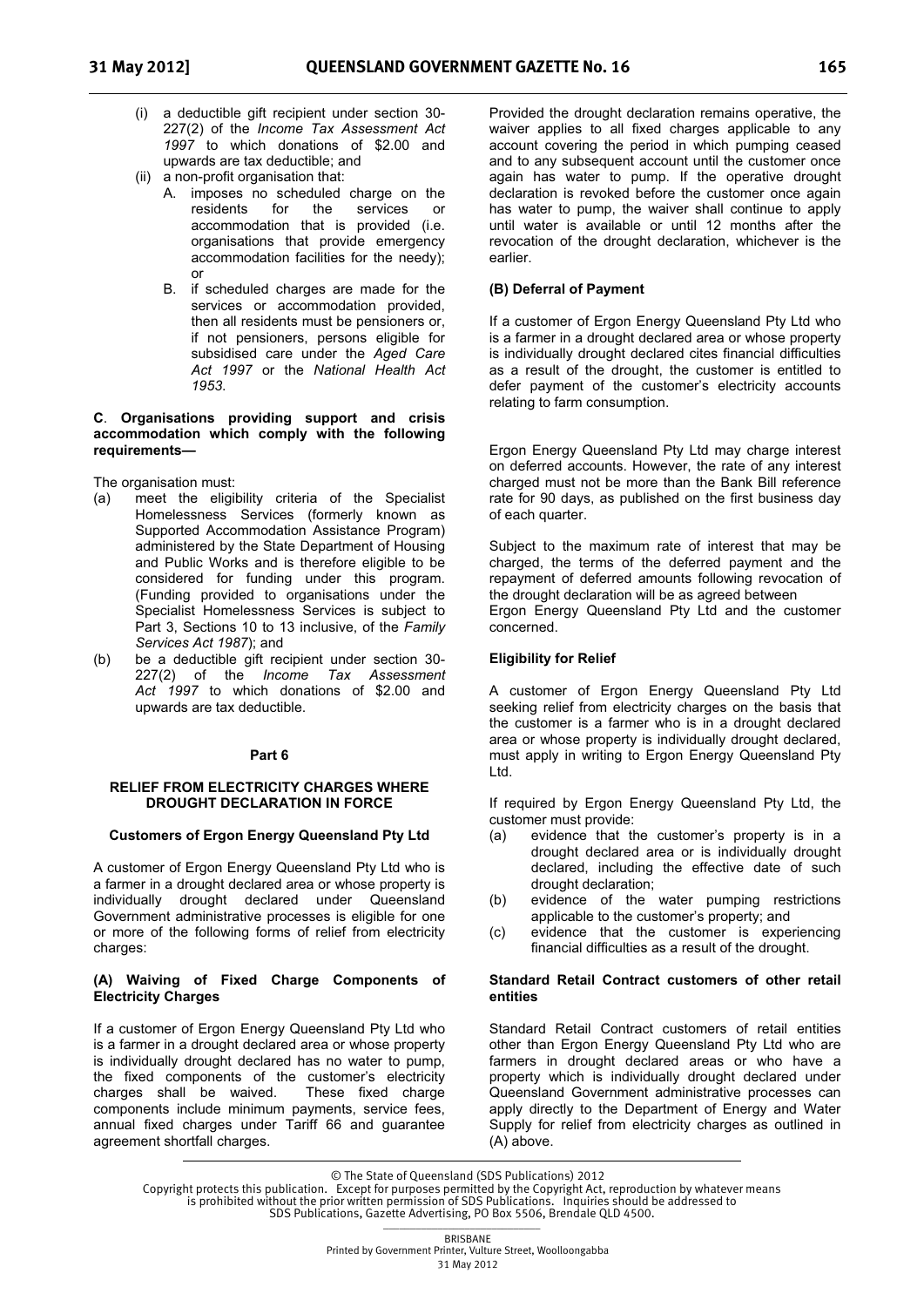(i) a deductible gift recipient under section 30-227(2) of the *Income Tax Assessment Act 1997* to which donations of $2.00 and upwards are tax deductible; and

(ii) a non-profit organisation that:

A. imposes no scheduled charge on the residents for the services or accommodation that is provided (i.e. organisations that provide emergency accommodation facilities for the needy); or

B. if scheduled charges are made for the services or accommodation provided, then all residents must be pensioners or, if not pensioners, persons eligible for subsidised care under the *Aged Care Act 1997* or the *National Health Act 1953*.

**C. Organisations providing support and crisis accommodation which comply with the following requirements—**

The organisation must:

(a) meet the eligibility criteria of the Specialist Homelessness Services (formerly known as Supported Accommodation Assistance Program) administered by the State Department of Housing and Public Works and is therefore eligible to be considered for funding under this program. (Funding provided to organisations under the Specialist Homelessness Services is subject to Part 3, Sections 10 to 13 inclusive, of the *Family Services Act 1987*); and

(b) be a deductible gift recipient under section 30-227(2) of the *Income Tax Assessment Act 1997* to which donations of $2.00 and upwards are tax deductible.

## Part 6

### RELIEF FROM ELECTRICITY CHARGES WHERE DROUGHT DECLARATION IN FORCE

**Customers of Ergon Energy Queensland Pty Ltd**

A customer of Ergon Energy Queensland Pty Ltd who is a farmer in a drought declared area or whose property is individually drought declared under Queensland Government administrative processes is eligible for one or more of the following forms of relief from electricity charges:

**(A) Waiving of Fixed Charge Components of Electricity Charges**

If a customer of Ergon Energy Queensland Pty Ltd who is a farmer in a drought declared area or whose property is individually drought declared has no water to pump, the fixed components of the customer's electricity charges shall be waived. These fixed charge components include minimum payments, service fees, annual fixed charges under Tariff 66 and guarantee agreement shortfall charges.

Provided the drought declaration remains operative, the waiver applies to all fixed charges applicable to any account covering the period in which pumping ceased and to any subsequent account until the customer once again has water to pump. If the operative drought declaration is revoked before the customer once again has water to pump, the waiver shall continue to apply until water is available or until 12 months after the revocation of the drought declaration, whichever is the earlier.

**(B) Deferral of Payment**

If a customer of Ergon Energy Queensland Pty Ltd who is a farmer in a drought declared area or whose property is individually drought declared cites financial difficulties as a result of the drought, the customer is entitled to defer payment of the customer's electricity accounts relating to farm consumption.

Ergon Energy Queensland Pty Ltd may charge interest on deferred accounts. However, the rate of any interest charged must not be more than the Bank Bill reference rate for 90 days, as published on the first business day of each quarter.

Subject to the maximum rate of interest that may be charged, the terms of the deferred payment and the repayment of deferred amounts following revocation of the drought declaration will be as agreed between Ergon Energy Queensland Pty Ltd and the customer concerned.

**Eligibility for Relief**

A customer of Ergon Energy Queensland Pty Ltd seeking relief from electricity charges on the basis that the customer is a farmer who is in a drought declared area or whose property is individually drought declared, must apply in writing to Ergon Energy Queensland Pty Ltd.

If required by Ergon Energy Queensland Pty Ltd, the customer must provide:

(a) evidence that the customer's property is in a drought declared area or is individually drought declared, including the effective date of such drought declaration;

(b) evidence of the water pumping restrictions applicable to the customer's property; and

(c) evidence that the customer is experiencing financial difficulties as a result of the drought.

**Standard Retail Contract customers of other retail entities**

Standard Retail Contract customers of retail entities other than Ergon Energy Queensland Pty Ltd who are farmers in drought declared areas or who have a property which is individually drought declared under Queensland Government administrative processes can apply directly to the Department of Energy and Water Supply for relief from electricity charges as outlined in (A) above.

© The State of Queensland (SDS Publications) 2012

Copyright protects this publication. Except for purposes permitted by the Copyright Act, reproduction by whatever means is prohibited without the prior written permission of SDS Publications. Inquiries should be addressed to SDS Publications, Gazette Advertising, PO Box 5506, Brendale QLD 4500.

BRISBANE
Printed by Government Printer, Vulture Street, Woolloongabba
31 May 2012